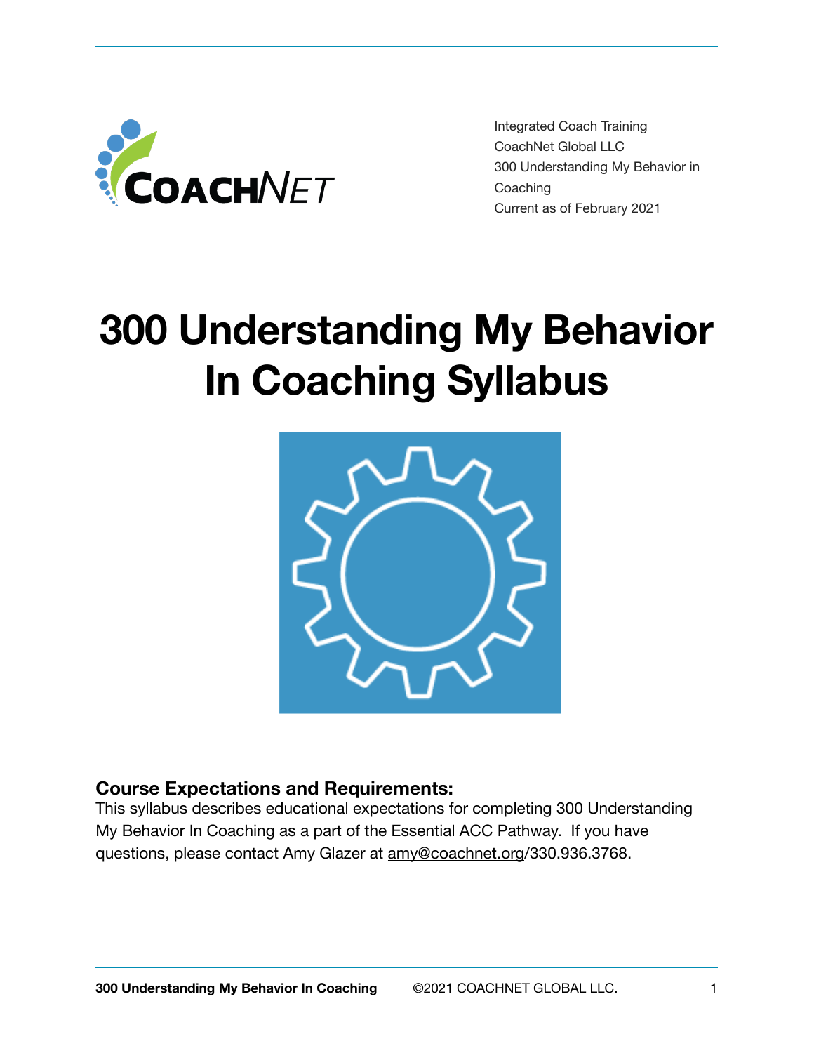Integrated Coach Training
CoachNet Global LLC
300 Understanding My Behavior in Coaching
Current as of February 2021

# 300 Understanding My Behavior In Coaching Syllabus

### Course Expectations and Requirements:

This syllabus describes educational expectations for completing 300 Understanding My Behavior In Coaching as a part of the Essential ACC Pathway. If you have questions, please contact Amy Glazer at amy@coachnet.org/330.936.3768.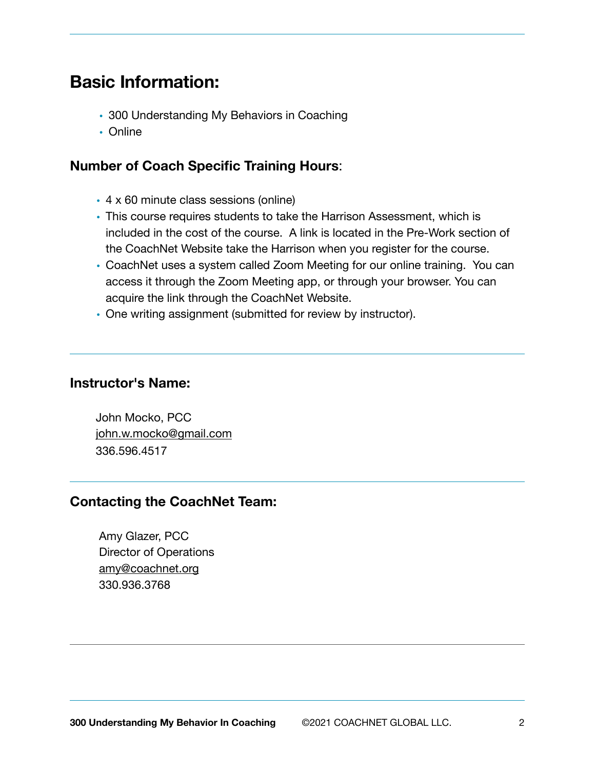## Basic Information:

- 300 Understanding My Behaviors in Coaching
- Online

### **Number of Coach Specific Training Hours**:

- 4 x 60 minute class sessions (online)
- This course requires students to take the Harrison Assessment, which is included in the cost of the course. A link is located in the Pre-Work section of the CoachNet Website take the Harrison when you register for the course.
- CoachNet uses a system called Zoom Meeting for our online training. You can access it through the Zoom Meeting app, or through your browser. You can acquire the link through the CoachNet Website.
- One writing assignment (submitted for review by instructor).

---

### Instructor's Name:

John Mocko, PCC
john.w.mocko@gmail.com
336.596.4517

---

### Contacting the CoachNet Team:

Amy Glazer, PCC
Director of Operations
amy@coachnet.org
330.936.3768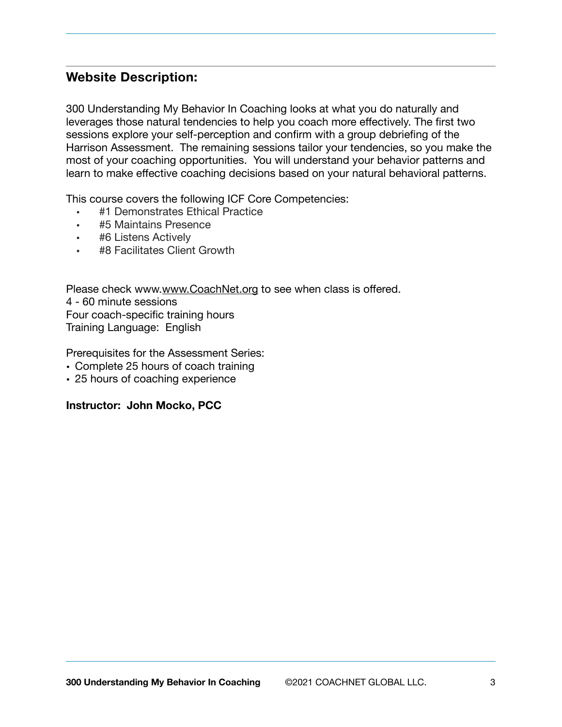## Website Description:

300 Understanding My Behavior In Coaching looks at what you do naturally and leverages those natural tendencies to help you coach more effectively. The first two sessions explore your self-perception and confirm with a group debriefing of the Harrison Assessment. The remaining sessions tailor your tendencies, so you make the most of your coaching opportunities. You will understand your behavior patterns and learn to make effective coaching decisions based on your natural behavioral patterns.

This course covers the following ICF Core Competencies:

- #1 Demonstrates Ethical Practice
- #5 Maintains Presence
- #6 Listens Actively
- #8 Facilitates Client Growth

Please check www.www.CoachNet.org to see when class is offered.
4 - 60 minute sessions
Four coach-specific training hours
Training Language: English

Prerequisites for the Assessment Series:

- Complete 25 hours of coach training
- 25 hours of coaching experience

**Instructor: John Mocko, PCC**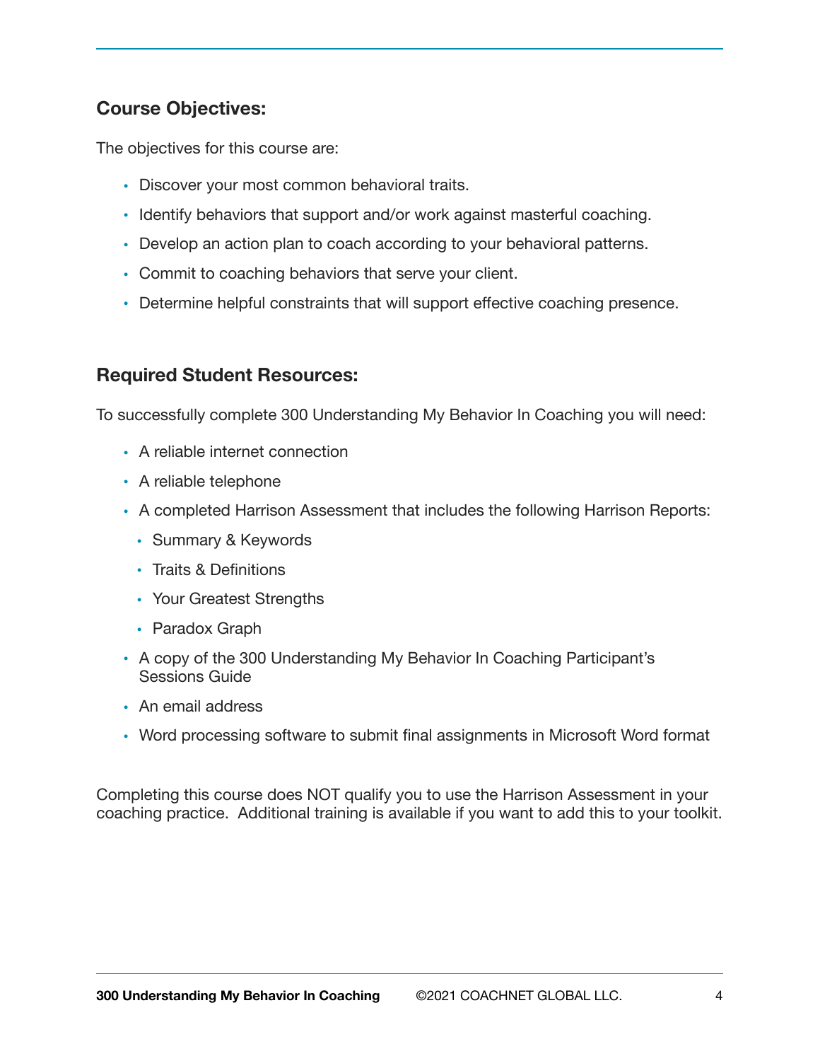## Course Objectives:

The objectives for this course are:

- Discover your most common behavioral traits.
- Identify behaviors that support and/or work against masterful coaching.
- Develop an action plan to coach according to your behavioral patterns.
- Commit to coaching behaviors that serve your client.
- Determine helpful constraints that will support effective coaching presence.

## Required Student Resources:

To successfully complete 300 Understanding My Behavior In Coaching you will need:

- A reliable internet connection
- A reliable telephone
- A completed Harrison Assessment that includes the following Harrison Reports:
  - Summary & Keywords
  - Traits & Definitions
  - Your Greatest Strengths
  - Paradox Graph
- A copy of the 300 Understanding My Behavior In Coaching Participant's Sessions Guide
- An email address
- Word processing software to submit final assignments in Microsoft Word format

Completing this course does NOT qualify you to use the Harrison Assessment in your coaching practice. Additional training is available if you want to add this to your toolkit.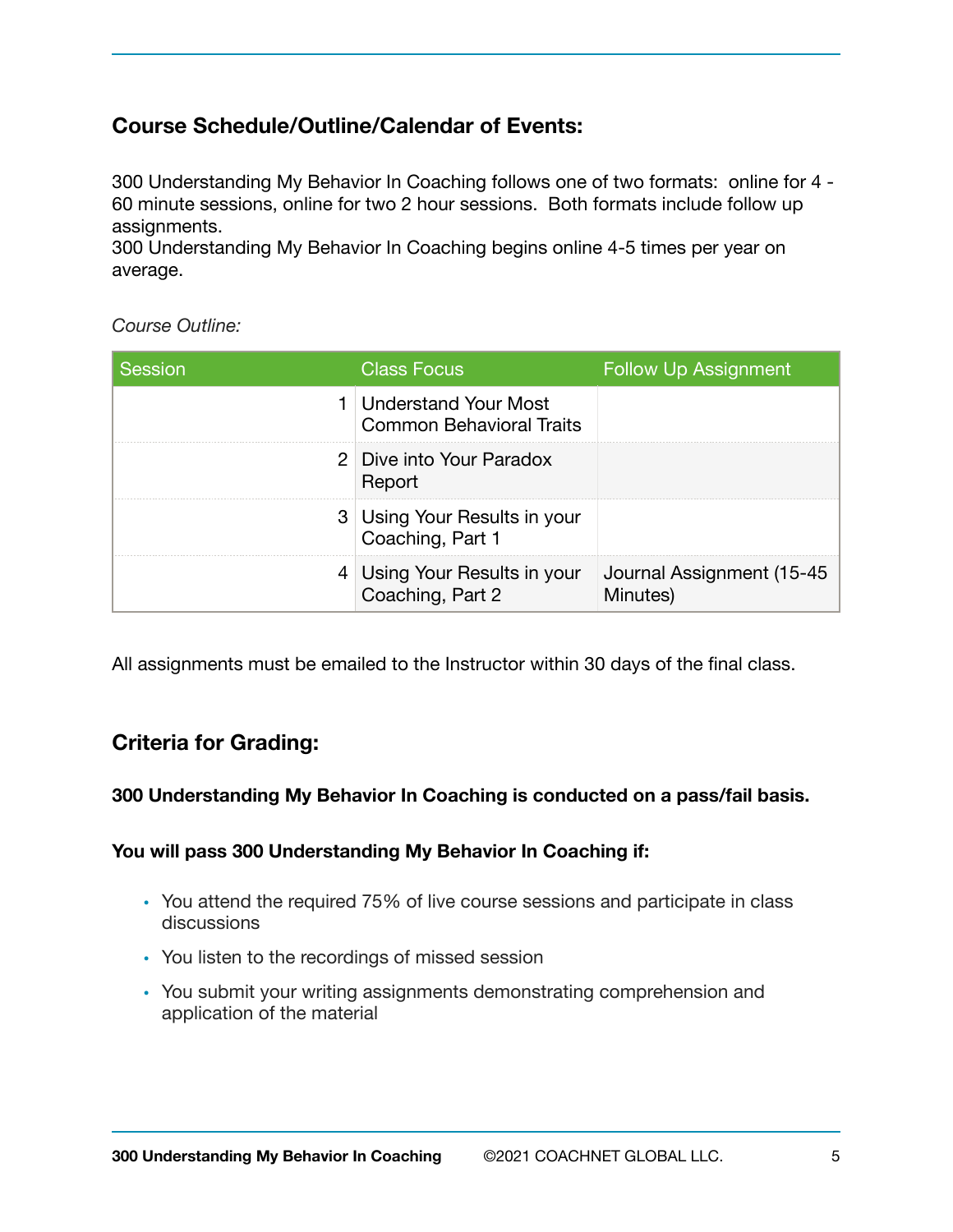## Course Schedule/Outline/Calendar of Events:

300 Understanding My Behavior In Coaching follows one of two formats: online for 4 - 60 minute sessions, online for two 2 hour sessions. Both formats include follow up assignments.
300 Understanding My Behavior In Coaching begins online 4-5 times per year on average.

*Course Outline:*

| Session | Class Focus | Follow Up Assignment |
|---|---|---|
| 1 | Understand Your Most Common Behavioral Traits | |
| 2 | Dive into Your Paradox Report | |
| 3 | Using Your Results in your Coaching, Part 1 | |
| 4 | Using Your Results in your Coaching, Part 2 | Journal Assignment (15-45 Minutes) |

All assignments must be emailed to the Instructor within 30 days of the final class.

## Criteria for Grading:

**300 Understanding My Behavior In Coaching is conducted on a pass/fail basis.**

**You will pass 300 Understanding My Behavior In Coaching if:**

- You attend the required 75% of live course sessions and participate in class discussions
- You listen to the recordings of missed session
- You submit your writing assignments demonstrating comprehension and application of the material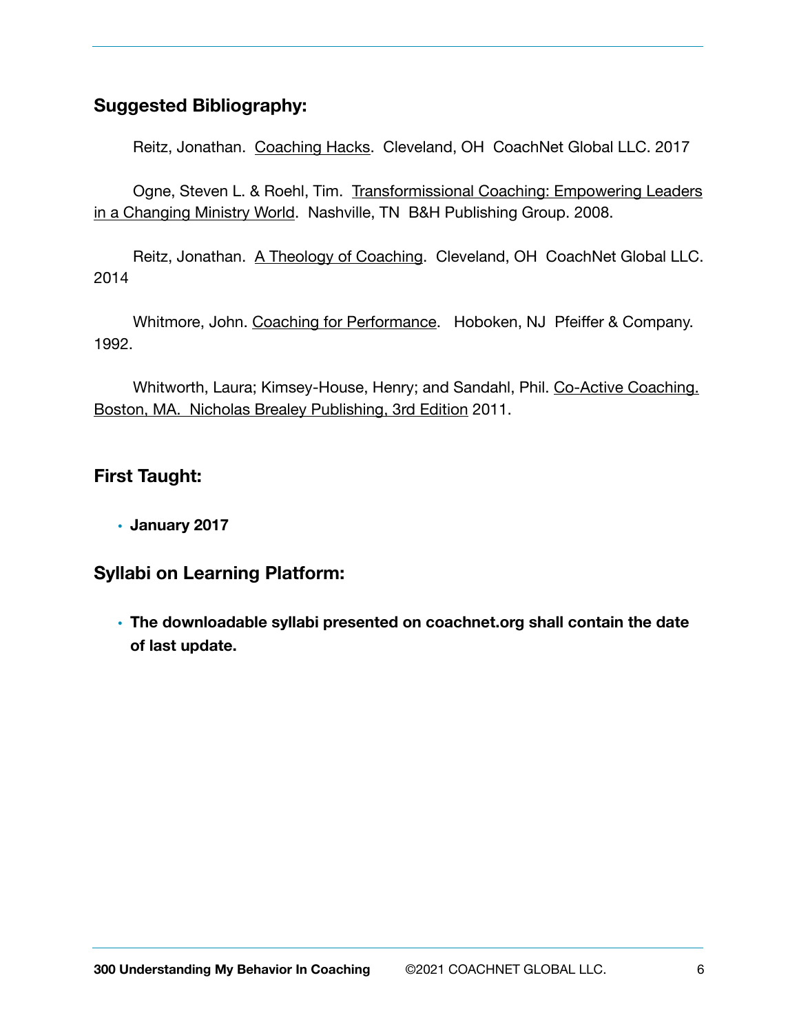## Suggested Bibliography:

Reitz, Jonathan. Coaching Hacks. Cleveland, OH CoachNet Global LLC. 2017

Ogne, Steven L. & Roehl, Tim. Transformissional Coaching: Empowering Leaders in a Changing Ministry World. Nashville, TN B&H Publishing Group. 2008.

Reitz, Jonathan. A Theology of Coaching. Cleveland, OH CoachNet Global LLC. 2014

Whitmore, John. Coaching for Performance. Hoboken, NJ Pfeiffer & Company. 1992.

Whitworth, Laura; Kimsey-House, Henry; and Sandahl, Phil. Co-Active Coaching. Boston, MA. Nicholas Brealey Publishing, 3rd Edition 2011.

## First Taught:

- **January 2017**

## Syllabi on Learning Platform:

- **The downloadable syllabi presented on coachnet.org shall contain the date of last update.**